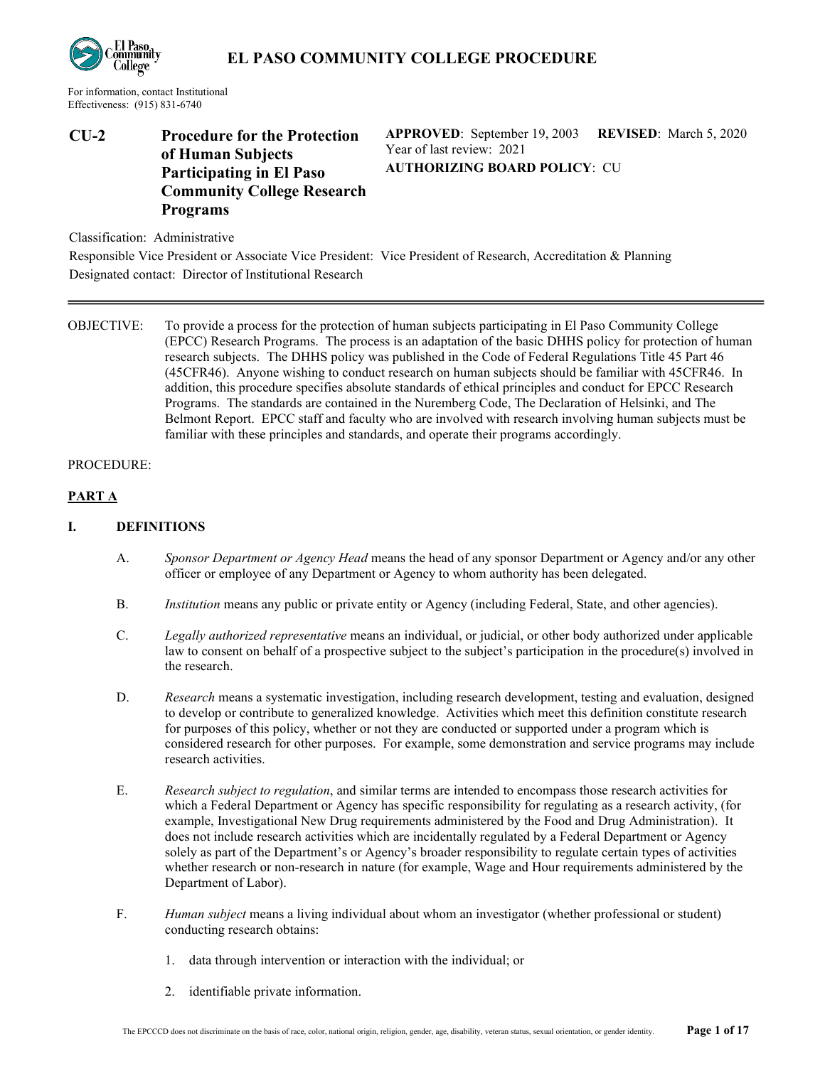# EL PASO COMMUNITY COLLEGE PROCEDURE

For information, contact Institutional Effectiveness: (915) 831-6740

**CU-2** **Procedure for the Protection of Human Subjects Participating in El Paso Community College Research Programs**

**APPROVED**: September 19, 2003 **REVISED**: March 5, 2020
Year of last review: 2021
**AUTHORIZING BOARD POLICY**: CU

Classification: Administrative

Responsible Vice President or Associate Vice President: Vice President of Research, Accreditation & Planning

Designated contact: Director of Institutional Research

---

OBJECTIVE: To provide a process for the protection of human subjects participating in El Paso Community College (EPCC) Research Programs. The process is an adaptation of the basic DHHS policy for protection of human research subjects. The DHHS policy was published in the Code of Federal Regulations Title 45 Part 46 (45CFR46). Anyone wishing to conduct research on human subjects should be familiar with 45CFR46. In addition, this procedure specifies absolute standards of ethical principles and conduct for EPCC Research Programs. The standards are contained in the Nuremberg Code, The Declaration of Helsinki, and The Belmont Report. EPCC staff and faculty who are involved with research involving human subjects must be familiar with these principles and standards, and operate their programs accordingly.

PROCEDURE:

## PART A

### I. DEFINITIONS

A. *Sponsor Department or Agency Head* means the head of any sponsor Department or Agency and/or any other officer or employee of any Department or Agency to whom authority has been delegated.

B. *Institution* means any public or private entity or Agency (including Federal, State, and other agencies).

C. *Legally authorized representative* means an individual, or judicial, or other body authorized under applicable law to consent on behalf of a prospective subject to the subject's participation in the procedure(s) involved in the research.

D. *Research* means a systematic investigation, including research development, testing and evaluation, designed to develop or contribute to generalized knowledge. Activities which meet this definition constitute research for purposes of this policy, whether or not they are conducted or supported under a program which is considered research for other purposes. For example, some demonstration and service programs may include research activities.

E. *Research subject to regulation*, and similar terms are intended to encompass those research activities for which a Federal Department or Agency has specific responsibility for regulating as a research activity, (for example, Investigational New Drug requirements administered by the Food and Drug Administration). It does not include research activities which are incidentally regulated by a Federal Department or Agency solely as part of the Department's or Agency's broader responsibility to regulate certain types of activities whether research or non-research in nature (for example, Wage and Hour requirements administered by the Department of Labor).

F. *Human subject* means a living individual about whom an investigator (whether professional or student) conducting research obtains:

1. data through intervention or interaction with the individual; or
2. identifiable private information.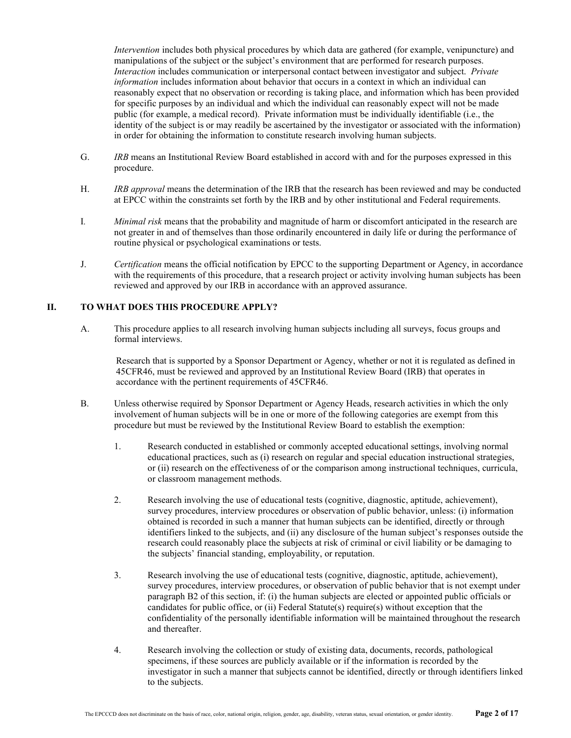*Intervention* includes both physical procedures by which data are gathered (for example, venipuncture) and manipulations of the subject or the subject's environment that are performed for research purposes. *Interaction* includes communication or interpersonal contact between investigator and subject. *Private information* includes information about behavior that occurs in a context in which an individual can reasonably expect that no observation or recording is taking place, and information which has been provided for specific purposes by an individual and which the individual can reasonably expect will not be made public (for example, a medical record). Private information must be individually identifiable (i.e., the identity of the subject is or may readily be ascertained by the investigator or associated with the information) in order for obtaining the information to constitute research involving human subjects.

G. *IRB* means an Institutional Review Board established in accord with and for the purposes expressed in this procedure.

H. *IRB approval* means the determination of the IRB that the research has been reviewed and may be conducted at EPCC within the constraints set forth by the IRB and by other institutional and Federal requirements.

I. *Minimal risk* means that the probability and magnitude of harm or discomfort anticipated in the research are not greater in and of themselves than those ordinarily encountered in daily life or during the performance of routine physical or psychological examinations or tests.

J. *Certification* means the official notification by EPCC to the supporting Department or Agency, in accordance with the requirements of this procedure, that a research project or activity involving human subjects has been reviewed and approved by our IRB in accordance with an approved assurance.

## II. TO WHAT DOES THIS PROCEDURE APPLY?

A. This procedure applies to all research involving human subjects including all surveys, focus groups and formal interviews.

Research that is supported by a Sponsor Department or Agency, whether or not it is regulated as defined in 45CFR46, must be reviewed and approved by an Institutional Review Board (IRB) that operates in accordance with the pertinent requirements of 45CFR46.

B. Unless otherwise required by Sponsor Department or Agency Heads, research activities in which the only involvement of human subjects will be in one or more of the following categories are exempt from this procedure but must be reviewed by the Institutional Review Board to establish the exemption:

1. Research conducted in established or commonly accepted educational settings, involving normal educational practices, such as (i) research on regular and special education instructional strategies, or (ii) research on the effectiveness of or the comparison among instructional techniques, curricula, or classroom management methods.

2. Research involving the use of educational tests (cognitive, diagnostic, aptitude, achievement), survey procedures, interview procedures or observation of public behavior, unless: (i) information obtained is recorded in such a manner that human subjects can be identified, directly or through identifiers linked to the subjects, and (ii) any disclosure of the human subject's responses outside the research could reasonably place the subjects at risk of criminal or civil liability or be damaging to the subjects' financial standing, employability, or reputation.

3. Research involving the use of educational tests (cognitive, diagnostic, aptitude, achievement), survey procedures, interview procedures, or observation of public behavior that is not exempt under paragraph B2 of this section, if: (i) the human subjects are elected or appointed public officials or candidates for public office, or (ii) Federal Statute(s) require(s) without exception that the confidentiality of the personally identifiable information will be maintained throughout the research and thereafter.

4. Research involving the collection or study of existing data, documents, records, pathological specimens, if these sources are publicly available or if the information is recorded by the investigator in such a manner that subjects cannot be identified, directly or through identifiers linked to the subjects.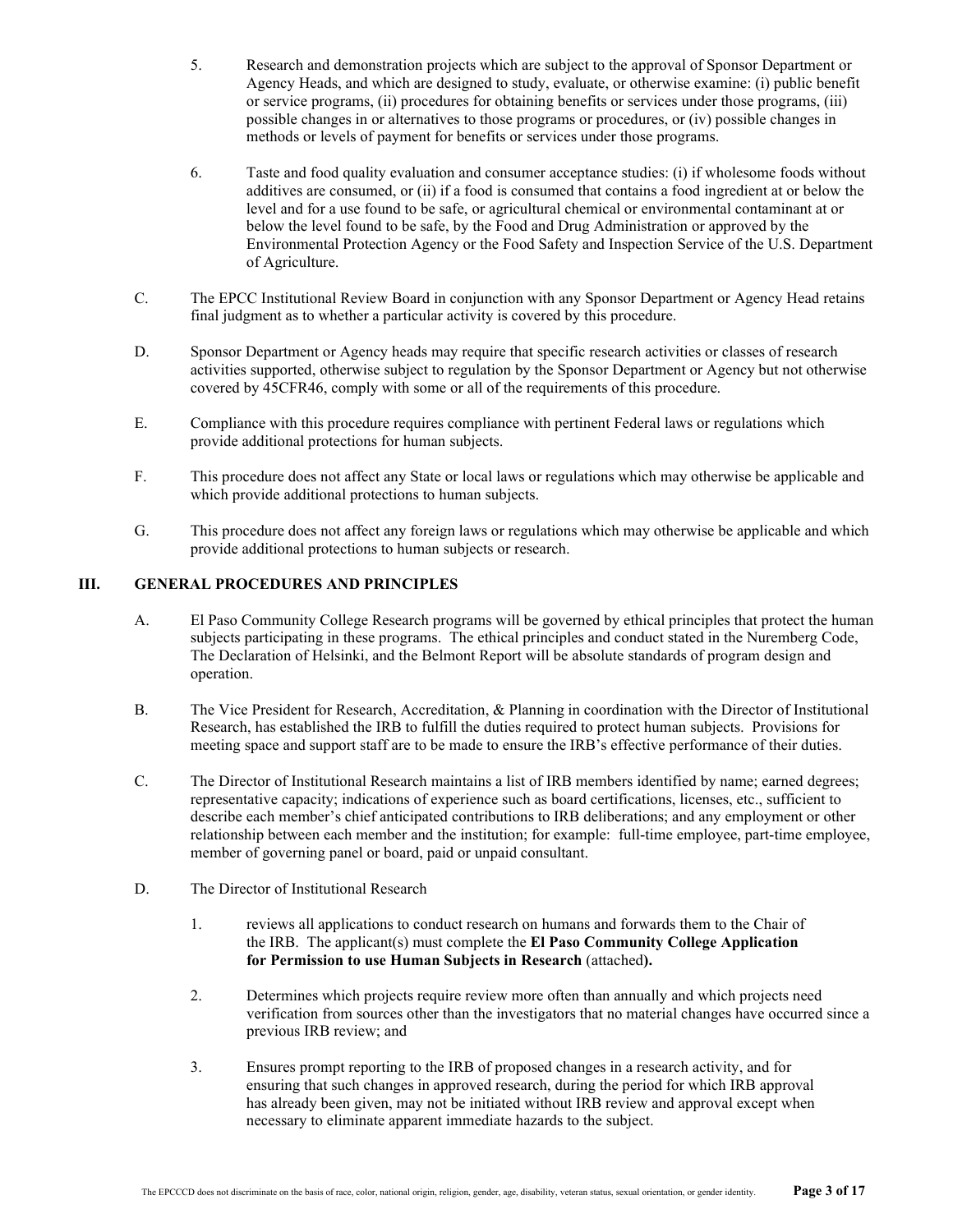5. Research and demonstration projects which are subject to the approval of Sponsor Department or Agency Heads, and which are designed to study, evaluate, or otherwise examine: (i) public benefit or service programs, (ii) procedures for obtaining benefits or services under those programs, (iii) possible changes in or alternatives to those programs or procedures, or (iv) possible changes in methods or levels of payment for benefits or services under those programs.

6. Taste and food quality evaluation and consumer acceptance studies: (i) if wholesome foods without additives are consumed, or (ii) if a food is consumed that contains a food ingredient at or below the level and for a use found to be safe, or agricultural chemical or environmental contaminant at or below the level found to be safe, by the Food and Drug Administration or approved by the Environmental Protection Agency or the Food Safety and Inspection Service of the U.S. Department of Agriculture.

C. The EPCC Institutional Review Board in conjunction with any Sponsor Department or Agency Head retains final judgment as to whether a particular activity is covered by this procedure.

D. Sponsor Department or Agency heads may require that specific research activities or classes of research activities supported, otherwise subject to regulation by the Sponsor Department or Agency but not otherwise covered by 45CFR46, comply with some or all of the requirements of this procedure.

E. Compliance with this procedure requires compliance with pertinent Federal laws or regulations which provide additional protections for human subjects.

F. This procedure does not affect any State or local laws or regulations which may otherwise be applicable and which provide additional protections to human subjects.

G. This procedure does not affect any foreign laws or regulations which may otherwise be applicable and which provide additional protections to human subjects or research.

## III. GENERAL PROCEDURES AND PRINCIPLES

A. El Paso Community College Research programs will be governed by ethical principles that protect the human subjects participating in these programs. The ethical principles and conduct stated in the Nuremberg Code, The Declaration of Helsinki, and the Belmont Report will be absolute standards of program design and operation.

B. The Vice President for Research, Accreditation, & Planning in coordination with the Director of Institutional Research, has established the IRB to fulfill the duties required to protect human subjects. Provisions for meeting space and support staff are to be made to ensure the IRB's effective performance of their duties.

C. The Director of Institutional Research maintains a list of IRB members identified by name; earned degrees; representative capacity; indications of experience such as board certifications, licenses, etc., sufficient to describe each member's chief anticipated contributions to IRB deliberations; and any employment or other relationship between each member and the institution; for example: full-time employee, part-time employee, member of governing panel or board, paid or unpaid consultant.

D. The Director of Institutional Research

1. reviews all applications to conduct research on humans and forwards them to the Chair of the IRB. The applicant(s) must complete the **El Paso Community College Application for Permission to use Human Subjects in Research** (attached**).**

2. Determines which projects require review more often than annually and which projects need verification from sources other than the investigators that no material changes have occurred since a previous IRB review; and

3. Ensures prompt reporting to the IRB of proposed changes in a research activity, and for ensuring that such changes in approved research, during the period for which IRB approval has already been given, may not be initiated without IRB review and approval except when necessary to eliminate apparent immediate hazards to the subject.

The EPCCCD does not discriminate on the basis of race, color, national origin, religion, gender, age, disability, veteran status, sexual orientation, or gender identity.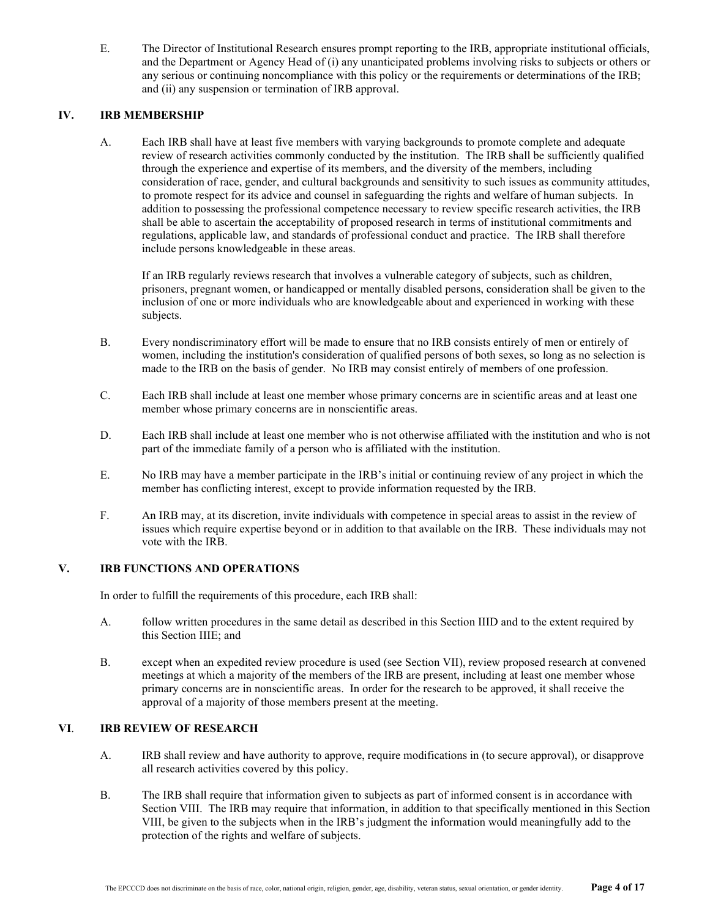E. The Director of Institutional Research ensures prompt reporting to the IRB, appropriate institutional officials, and the Department or Agency Head of (i) any unanticipated problems involving risks to subjects or others or any serious or continuing noncompliance with this policy or the requirements or determinations of the IRB; and (ii) any suspension or termination of IRB approval.

## IV. IRB MEMBERSHIP

A. Each IRB shall have at least five members with varying backgrounds to promote complete and adequate review of research activities commonly conducted by the institution. The IRB shall be sufficiently qualified through the experience and expertise of its members, and the diversity of the members, including consideration of race, gender, and cultural backgrounds and sensitivity to such issues as community attitudes, to promote respect for its advice and counsel in safeguarding the rights and welfare of human subjects. In addition to possessing the professional competence necessary to review specific research activities, the IRB shall be able to ascertain the acceptability of proposed research in terms of institutional commitments and regulations, applicable law, and standards of professional conduct and practice. The IRB shall therefore include persons knowledgeable in these areas.

If an IRB regularly reviews research that involves a vulnerable category of subjects, such as children, prisoners, pregnant women, or handicapped or mentally disabled persons, consideration shall be given to the inclusion of one or more individuals who are knowledgeable about and experienced in working with these subjects.

B. Every nondiscriminatory effort will be made to ensure that no IRB consists entirely of men or entirely of women, including the institution's consideration of qualified persons of both sexes, so long as no selection is made to the IRB on the basis of gender. No IRB may consist entirely of members of one profession.

C. Each IRB shall include at least one member whose primary concerns are in scientific areas and at least one member whose primary concerns are in nonscientific areas.

D. Each IRB shall include at least one member who is not otherwise affiliated with the institution and who is not part of the immediate family of a person who is affiliated with the institution.

E. No IRB may have a member participate in the IRB's initial or continuing review of any project in which the member has conflicting interest, except to provide information requested by the IRB.

F. An IRB may, at its discretion, invite individuals with competence in special areas to assist in the review of issues which require expertise beyond or in addition to that available on the IRB. These individuals may not vote with the IRB.

## V. IRB FUNCTIONS AND OPERATIONS

In order to fulfill the requirements of this procedure, each IRB shall:

A. follow written procedures in the same detail as described in this Section IIID and to the extent required by this Section IIIE; and

B. except when an expedited review procedure is used (see Section VII), review proposed research at convened meetings at which a majority of the members of the IRB are present, including at least one member whose primary concerns are in nonscientific areas. In order for the research to be approved, it shall receive the approval of a majority of those members present at the meeting.

## VI. IRB REVIEW OF RESEARCH

A. IRB shall review and have authority to approve, require modifications in (to secure approval), or disapprove all research activities covered by this policy.

B. The IRB shall require that information given to subjects as part of informed consent is in accordance with Section VIII. The IRB may require that information, in addition to that specifically mentioned in this Section VIII, be given to the subjects when in the IRB's judgment the information would meaningfully add to the protection of the rights and welfare of subjects.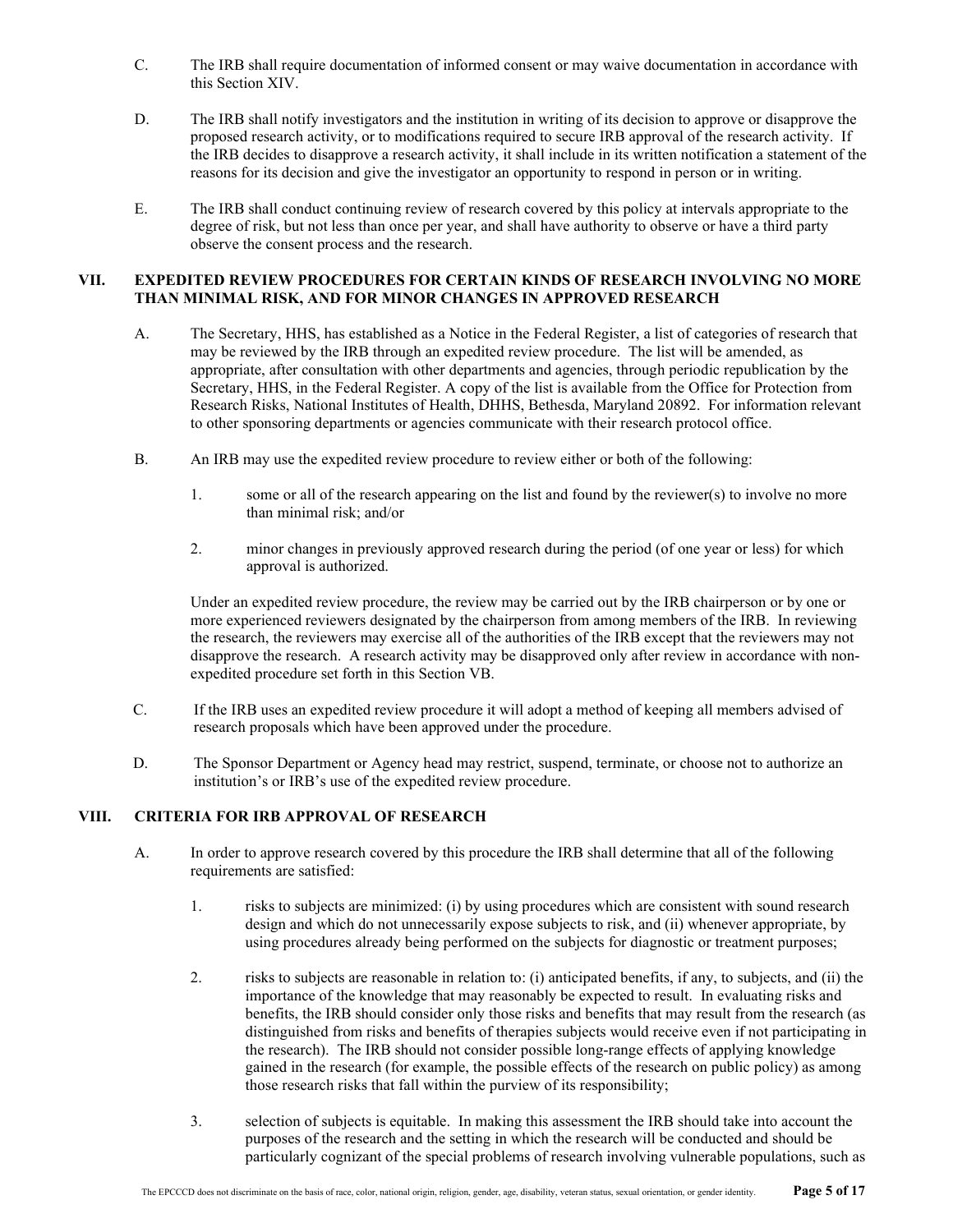C. The IRB shall require documentation of informed consent or may waive documentation in accordance with this Section XIV.

D. The IRB shall notify investigators and the institution in writing of its decision to approve or disapprove the proposed research activity, or to modifications required to secure IRB approval of the research activity. If the IRB decides to disapprove a research activity, it shall include in its written notification a statement of the reasons for its decision and give the investigator an opportunity to respond in person or in writing.

E. The IRB shall conduct continuing review of research covered by this policy at intervals appropriate to the degree of risk, but not less than once per year, and shall have authority to observe or have a third party observe the consent process and the research.

## VII. EXPEDITED REVIEW PROCEDURES FOR CERTAIN KINDS OF RESEARCH INVOLVING NO MORE THAN MINIMAL RISK, AND FOR MINOR CHANGES IN APPROVED RESEARCH

A. The Secretary, HHS, has established as a Notice in the Federal Register, a list of categories of research that may be reviewed by the IRB through an expedited review procedure. The list will be amended, as appropriate, after consultation with other departments and agencies, through periodic republication by the Secretary, HHS, in the Federal Register. A copy of the list is available from the Office for Protection from Research Risks, National Institutes of Health, DHHS, Bethesda, Maryland 20892. For information relevant to other sponsoring departments or agencies communicate with their research protocol office.

B. An IRB may use the expedited review procedure to review either or both of the following:

1. some or all of the research appearing on the list and found by the reviewer(s) to involve no more than minimal risk; and/or

2. minor changes in previously approved research during the period (of one year or less) for which approval is authorized.

Under an expedited review procedure, the review may be carried out by the IRB chairperson or by one or more experienced reviewers designated by the chairperson from among members of the IRB. In reviewing the research, the reviewers may exercise all of the authorities of the IRB except that the reviewers may not disapprove the research. A research activity may be disapproved only after review in accordance with non-expedited procedure set forth in this Section VB.

C. If the IRB uses an expedited review procedure it will adopt a method of keeping all members advised of research proposals which have been approved under the procedure.

D. The Sponsor Department or Agency head may restrict, suspend, terminate, or choose not to authorize an institution's or IRB's use of the expedited review procedure.

## VIII. CRITERIA FOR IRB APPROVAL OF RESEARCH

A. In order to approve research covered by this procedure the IRB shall determine that all of the following requirements are satisfied:

1. risks to subjects are minimized: (i) by using procedures which are consistent with sound research design and which do not unnecessarily expose subjects to risk, and (ii) whenever appropriate, by using procedures already being performed on the subjects for diagnostic or treatment purposes;

2. risks to subjects are reasonable in relation to: (i) anticipated benefits, if any, to subjects, and (ii) the importance of the knowledge that may reasonably be expected to result. In evaluating risks and benefits, the IRB should consider only those risks and benefits that may result from the research (as distinguished from risks and benefits of therapies subjects would receive even if not participating in the research). The IRB should not consider possible long-range effects of applying knowledge gained in the research (for example, the possible effects of the research on public policy) as among those research risks that fall within the purview of its responsibility;

3. selection of subjects is equitable. In making this assessment the IRB should take into account the purposes of the research and the setting in which the research will be conducted and should be particularly cognizant of the special problems of research involving vulnerable populations, such as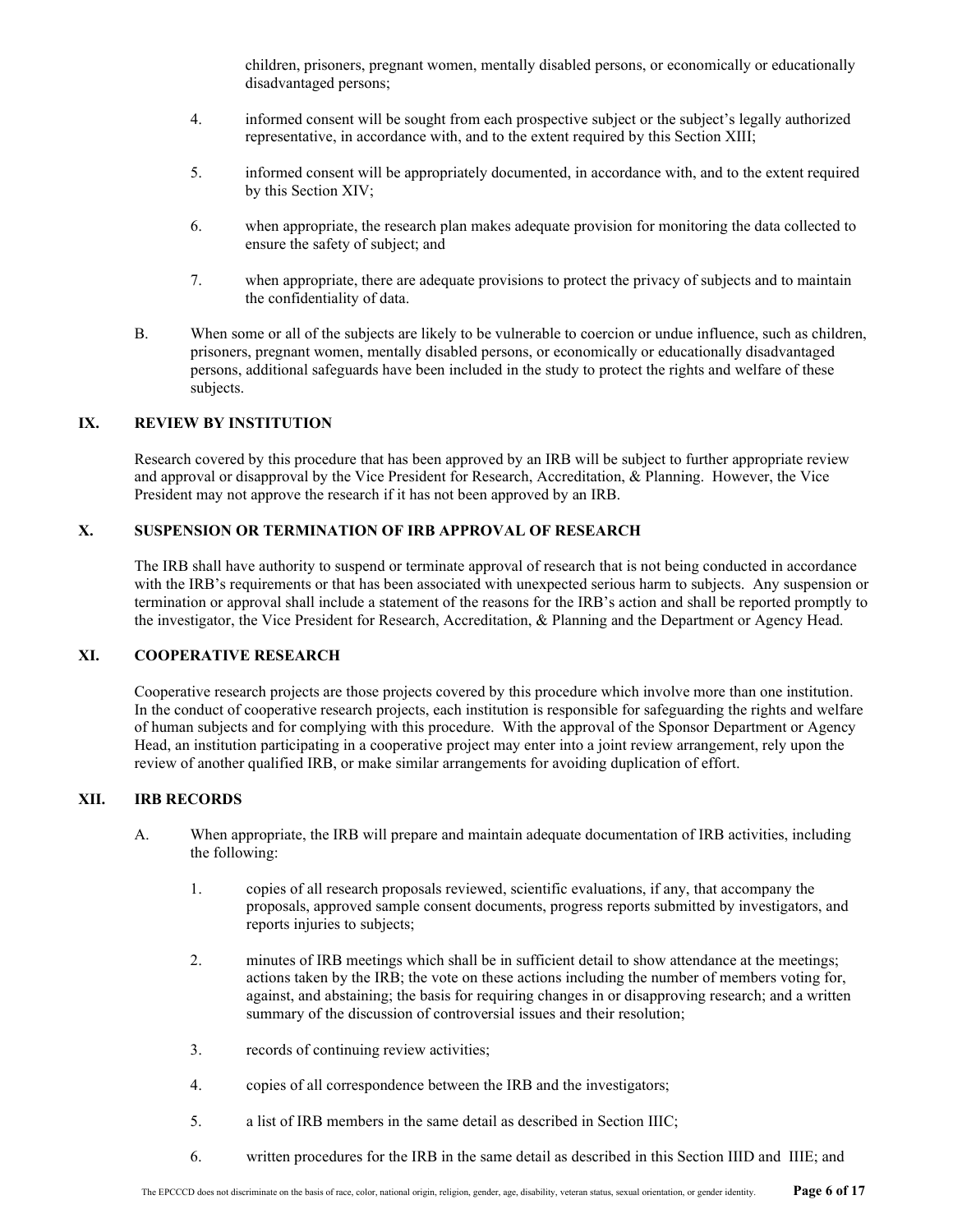children, prisoners, pregnant women, mentally disabled persons, or economically or educationally disadvantaged persons;

4. informed consent will be sought from each prospective subject or the subject's legally authorized representative, in accordance with, and to the extent required by this Section XIII;

5. informed consent will be appropriately documented, in accordance with, and to the extent required by this Section XIV;

6. when appropriate, the research plan makes adequate provision for monitoring the data collected to ensure the safety of subject; and

7. when appropriate, there are adequate provisions to protect the privacy of subjects and to maintain the confidentiality of data.

B. When some or all of the subjects are likely to be vulnerable to coercion or undue influence, such as children, prisoners, pregnant women, mentally disabled persons, or economically or educationally disadvantaged persons, additional safeguards have been included in the study to protect the rights and welfare of these subjects.

## IX. REVIEW BY INSTITUTION

Research covered by this procedure that has been approved by an IRB will be subject to further appropriate review and approval or disapproval by the Vice President for Research, Accreditation, & Planning. However, the Vice President may not approve the research if it has not been approved by an IRB.

## X. SUSPENSION OR TERMINATION OF IRB APPROVAL OF RESEARCH

The IRB shall have authority to suspend or terminate approval of research that is not being conducted in accordance with the IRB's requirements or that has been associated with unexpected serious harm to subjects. Any suspension or termination or approval shall include a statement of the reasons for the IRB's action and shall be reported promptly to the investigator, the Vice President for Research, Accreditation, & Planning and the Department or Agency Head.

## XI. COOPERATIVE RESEARCH

Cooperative research projects are those projects covered by this procedure which involve more than one institution. In the conduct of cooperative research projects, each institution is responsible for safeguarding the rights and welfare of human subjects and for complying with this procedure. With the approval of the Sponsor Department or Agency Head, an institution participating in a cooperative project may enter into a joint review arrangement, rely upon the review of another qualified IRB, or make similar arrangements for avoiding duplication of effort.

## XII. IRB RECORDS

A. When appropriate, the IRB will prepare and maintain adequate documentation of IRB activities, including the following:

1. copies of all research proposals reviewed, scientific evaluations, if any, that accompany the proposals, approved sample consent documents, progress reports submitted by investigators, and reports injuries to subjects;

2. minutes of IRB meetings which shall be in sufficient detail to show attendance at the meetings; actions taken by the IRB; the vote on these actions including the number of members voting for, against, and abstaining; the basis for requiring changes in or disapproving research; and a written summary of the discussion of controversial issues and their resolution;

3. records of continuing review activities;

4. copies of all correspondence between the IRB and the investigators;

5. a list of IRB members in the same detail as described in Section IIIC;

6. written procedures for the IRB in the same detail as described in this Section IIID and IIIE; and

The EPCCCD does not discriminate on the basis of race, color, national origin, religion, gender, age, disability, veteran status, sexual orientation, or gender identity.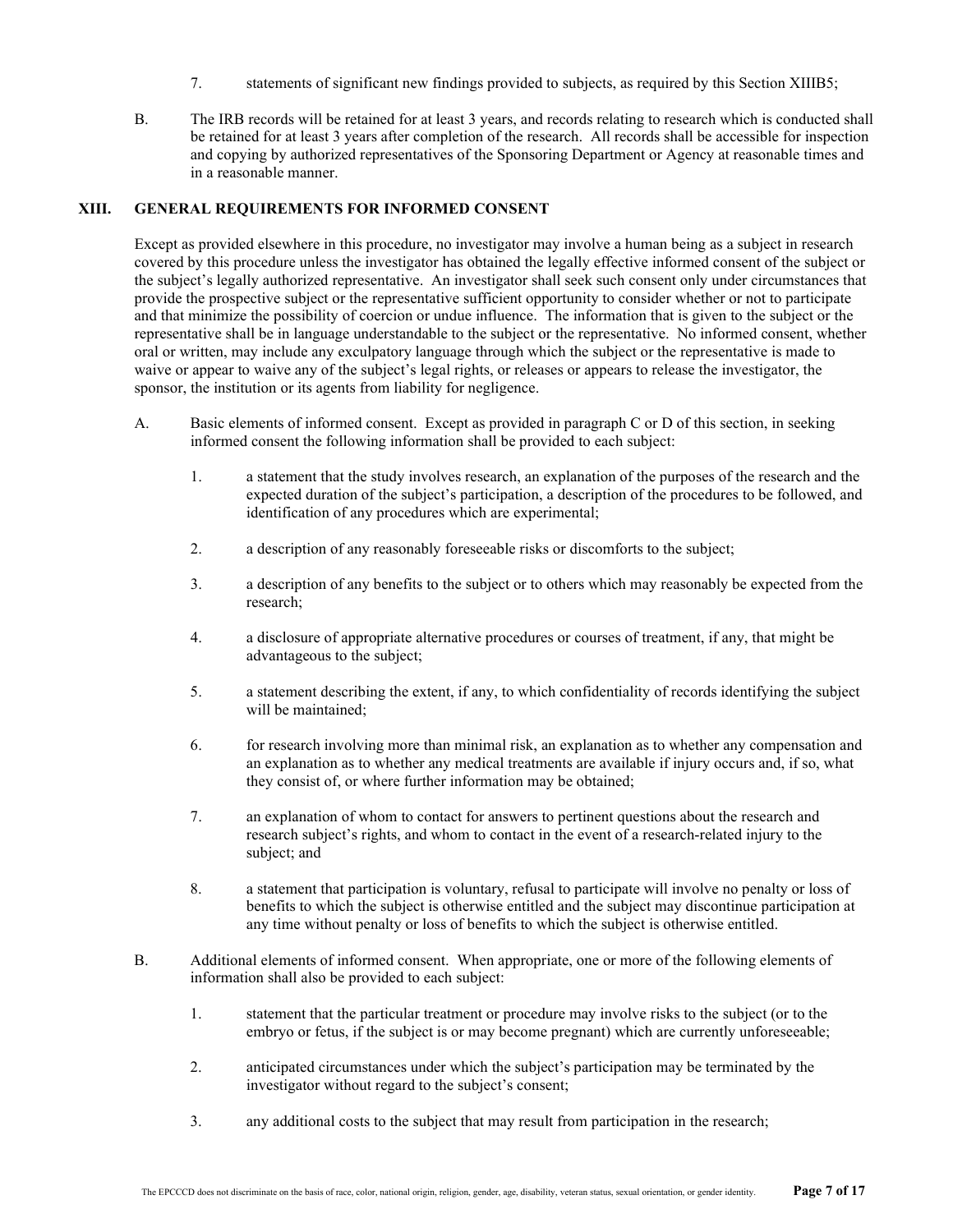7. statements of significant new findings provided to subjects, as required by this Section XIIIB5;

B. The IRB records will be retained for at least 3 years, and records relating to research which is conducted shall be retained for at least 3 years after completion of the research. All records shall be accessible for inspection and copying by authorized representatives of the Sponsoring Department or Agency at reasonable times and in a reasonable manner.

## XIII. GENERAL REQUIREMENTS FOR INFORMED CONSENT

Except as provided elsewhere in this procedure, no investigator may involve a human being as a subject in research covered by this procedure unless the investigator has obtained the legally effective informed consent of the subject or the subject's legally authorized representative. An investigator shall seek such consent only under circumstances that provide the prospective subject or the representative sufficient opportunity to consider whether or not to participate and that minimize the possibility of coercion or undue influence. The information that is given to the subject or the representative shall be in language understandable to the subject or the representative. No informed consent, whether oral or written, may include any exculpatory language through which the subject or the representative is made to waive or appear to waive any of the subject's legal rights, or releases or appears to release the investigator, the sponsor, the institution or its agents from liability for negligence.

A. Basic elements of informed consent. Except as provided in paragraph C or D of this section, in seeking informed consent the following information shall be provided to each subject:

1. a statement that the study involves research, an explanation of the purposes of the research and the expected duration of the subject's participation, a description of the procedures to be followed, and identification of any procedures which are experimental;

2. a description of any reasonably foreseeable risks or discomforts to the subject;

3. a description of any benefits to the subject or to others which may reasonably be expected from the research;

4. a disclosure of appropriate alternative procedures or courses of treatment, if any, that might be advantageous to the subject;

5. a statement describing the extent, if any, to which confidentiality of records identifying the subject will be maintained;

6. for research involving more than minimal risk, an explanation as to whether any compensation and an explanation as to whether any medical treatments are available if injury occurs and, if so, what they consist of, or where further information may be obtained;

7. an explanation of whom to contact for answers to pertinent questions about the research and research subject's rights, and whom to contact in the event of a research-related injury to the subject; and

8. a statement that participation is voluntary, refusal to participate will involve no penalty or loss of benefits to which the subject is otherwise entitled and the subject may discontinue participation at any time without penalty or loss of benefits to which the subject is otherwise entitled.

B. Additional elements of informed consent. When appropriate, one or more of the following elements of information shall also be provided to each subject:

1. statement that the particular treatment or procedure may involve risks to the subject (or to the embryo or fetus, if the subject is or may become pregnant) which are currently unforeseeable;

2. anticipated circumstances under which the subject's participation may be terminated by the investigator without regard to the subject's consent;

3. any additional costs to the subject that may result from participation in the research;

The EPCCCD does not discriminate on the basis of race, color, national origin, religion, gender, age, disability, veteran status, sexual orientation, or gender identity.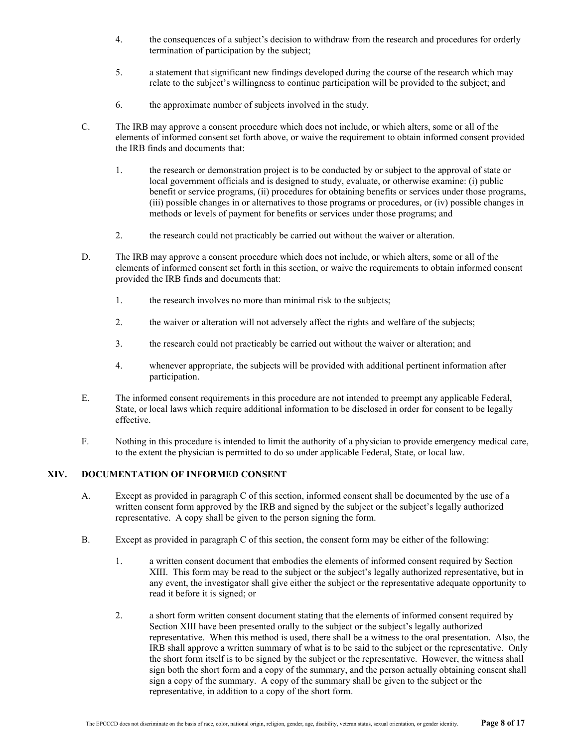4. the consequences of a subject's decision to withdraw from the research and procedures for orderly termination of participation by the subject;

5. a statement that significant new findings developed during the course of the research which may relate to the subject's willingness to continue participation will be provided to the subject; and

6. the approximate number of subjects involved in the study.

C. The IRB may approve a consent procedure which does not include, or which alters, some or all of the elements of informed consent set forth above, or waive the requirement to obtain informed consent provided the IRB finds and documents that:

   1. the research or demonstration project is to be conducted by or subject to the approval of state or local government officials and is designed to study, evaluate, or otherwise examine: (i) public benefit or service programs, (ii) procedures for obtaining benefits or services under those programs, (iii) possible changes in or alternatives to those programs or procedures, or (iv) possible changes in methods or levels of payment for benefits or services under those programs; and

   2. the research could not practicably be carried out without the waiver or alteration.

D. The IRB may approve a consent procedure which does not include, or which alters, some or all of the elements of informed consent set forth in this section, or waive the requirements to obtain informed consent provided the IRB finds and documents that:

   1. the research involves no more than minimal risk to the subjects;

   2. the waiver or alteration will not adversely affect the rights and welfare of the subjects;

   3. the research could not practicably be carried out without the waiver or alteration; and

   4. whenever appropriate, the subjects will be provided with additional pertinent information after participation.

E. The informed consent requirements in this procedure are not intended to preempt any applicable Federal, State, or local laws which require additional information to be disclosed in order for consent to be legally effective.

F. Nothing in this procedure is intended to limit the authority of a physician to provide emergency medical care, to the extent the physician is permitted to do so under applicable Federal, State, or local law.

## XIV. DOCUMENTATION OF INFORMED CONSENT

A. Except as provided in paragraph C of this section, informed consent shall be documented by the use of a written consent form approved by the IRB and signed by the subject or the subject's legally authorized representative. A copy shall be given to the person signing the form.

B. Except as provided in paragraph C of this section, the consent form may be either of the following:

   1. a written consent document that embodies the elements of informed consent required by Section XIII. This form may be read to the subject or the subject's legally authorized representative, but in any event, the investigator shall give either the subject or the representative adequate opportunity to read it before it is signed; or

   2. a short form written consent document stating that the elements of informed consent required by Section XIII have been presented orally to the subject or the subject's legally authorized representative. When this method is used, there shall be a witness to the oral presentation. Also, the IRB shall approve a written summary of what is to be said to the subject or the representative. Only the short form itself is to be signed by the subject or the representative. However, the witness shall sign both the short form and a copy of the summary, and the person actually obtaining consent shall sign a copy of the summary. A copy of the summary shall be given to the subject or the representative, in addition to a copy of the short form.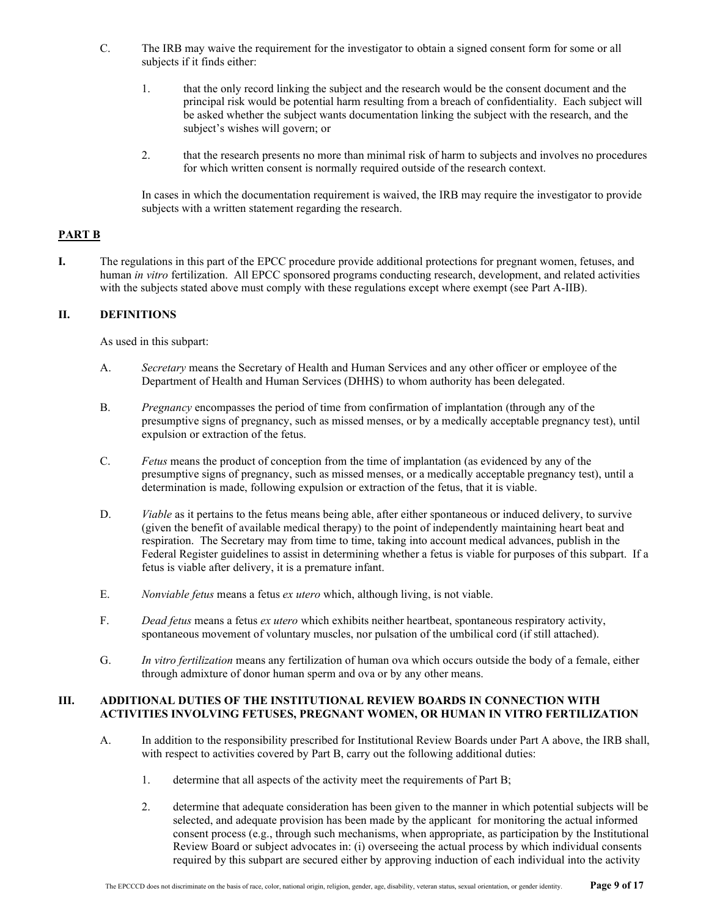C. The IRB may waive the requirement for the investigator to obtain a signed consent form for some or all subjects if it finds either:

   1. that the only record linking the subject and the research would be the consent document and the principal risk would be potential harm resulting from a breach of confidentiality. Each subject will be asked whether the subject wants documentation linking the subject with the research, and the subject's wishes will govern; or

   2. that the research presents no more than minimal risk of harm to subjects and involves no procedures for which written consent is normally required outside of the research context.

   In cases in which the documentation requirement is waived, the IRB may require the investigator to provide subjects with a written statement regarding the research.

## PART B

**I.** The regulations in this part of the EPCC procedure provide additional protections for pregnant women, fetuses, and human *in vitro* fertilization. All EPCC sponsored programs conducting research, development, and related activities with the subjects stated above must comply with these regulations except where exempt (see Part A-IIB).

### II. DEFINITIONS

As used in this subpart:

A. *Secretary* means the Secretary of Health and Human Services and any other officer or employee of the Department of Health and Human Services (DHHS) to whom authority has been delegated.

B. *Pregnancy* encompasses the period of time from confirmation of implantation (through any of the presumptive signs of pregnancy, such as missed menses, or by a medically acceptable pregnancy test), until expulsion or extraction of the fetus.

C. *Fetus* means the product of conception from the time of implantation (as evidenced by any of the presumptive signs of pregnancy, such as missed menses, or a medically acceptable pregnancy test), until a determination is made, following expulsion or extraction of the fetus, that it is viable.

D. *Viable* as it pertains to the fetus means being able, after either spontaneous or induced delivery, to survive (given the benefit of available medical therapy) to the point of independently maintaining heart beat and respiration. The Secretary may from time to time, taking into account medical advances, publish in the Federal Register guidelines to assist in determining whether a fetus is viable for purposes of this subpart. If a fetus is viable after delivery, it is a premature infant.

E. *Nonviable fetus* means a fetus *ex utero* which, although living, is not viable.

F. *Dead fetus* means a fetus *ex utero* which exhibits neither heartbeat, spontaneous respiratory activity, spontaneous movement of voluntary muscles, nor pulsation of the umbilical cord (if still attached).

G. *In vitro fertilization* means any fertilization of human ova which occurs outside the body of a female, either through admixture of donor human sperm and ova or by any other means.

### III. ADDITIONAL DUTIES OF THE INSTITUTIONAL REVIEW BOARDS IN CONNECTION WITH ACTIVITIES INVOLVING FETUSES, PREGNANT WOMEN, OR HUMAN IN VITRO FERTILIZATION

A. In addition to the responsibility prescribed for Institutional Review Boards under Part A above, the IRB shall, with respect to activities covered by Part B, carry out the following additional duties:

   1. determine that all aspects of the activity meet the requirements of Part B;

   2. determine that adequate consideration has been given to the manner in which potential subjects will be selected, and adequate provision has been made by the applicant for monitoring the actual informed consent process (e.g., through such mechanisms, when appropriate, as participation by the Institutional Review Board or subject advocates in: (i) overseeing the actual process by which individual consents required by this subpart are secured either by approving induction of each individual into the activity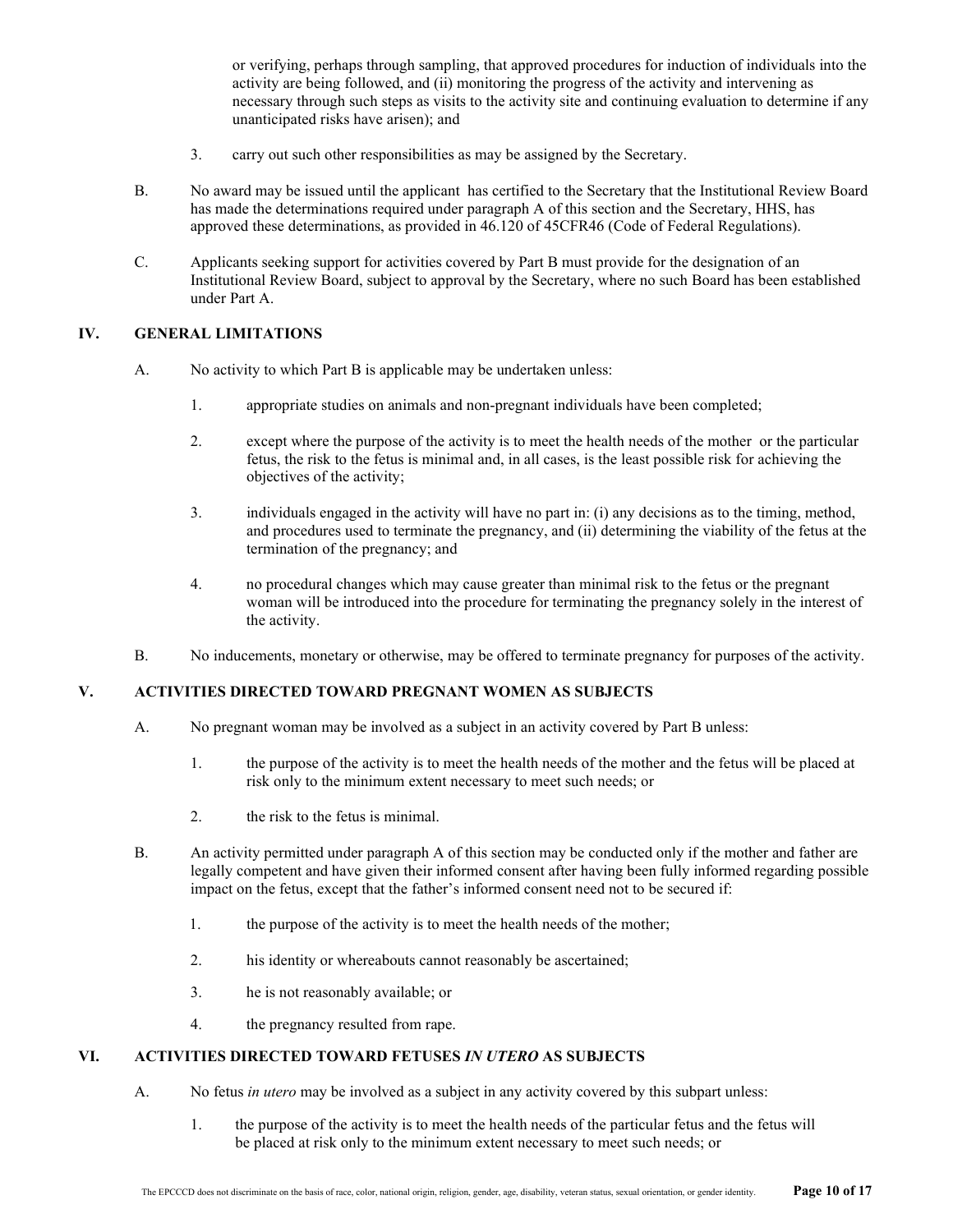or verifying, perhaps through sampling, that approved procedures for induction of individuals into the activity are being followed, and (ii) monitoring the progress of the activity and intervening as necessary through such steps as visits to the activity site and continuing evaluation to determine if any unanticipated risks have arisen); and

3. carry out such other responsibilities as may be assigned by the Secretary.

B. No award may be issued until the applicant has certified to the Secretary that the Institutional Review Board has made the determinations required under paragraph A of this section and the Secretary, HHS, has approved these determinations, as provided in 46.120 of 45CFR46 (Code of Federal Regulations).

C. Applicants seeking support for activities covered by Part B must provide for the designation of an Institutional Review Board, subject to approval by the Secretary, where no such Board has been established under Part A.

## IV. GENERAL LIMITATIONS

A. No activity to which Part B is applicable may be undertaken unless:

1. appropriate studies on animals and non-pregnant individuals have been completed;

2. except where the purpose of the activity is to meet the health needs of the mother or the particular fetus, the risk to the fetus is minimal and, in all cases, is the least possible risk for achieving the objectives of the activity;

3. individuals engaged in the activity will have no part in: (i) any decisions as to the timing, method, and procedures used to terminate the pregnancy, and (ii) determining the viability of the fetus at the termination of the pregnancy; and

4. no procedural changes which may cause greater than minimal risk to the fetus or the pregnant woman will be introduced into the procedure for terminating the pregnancy solely in the interest of the activity.

B. No inducements, monetary or otherwise, may be offered to terminate pregnancy for purposes of the activity.

## V. ACTIVITIES DIRECTED TOWARD PREGNANT WOMEN AS SUBJECTS

A. No pregnant woman may be involved as a subject in an activity covered by Part B unless:

1. the purpose of the activity is to meet the health needs of the mother and the fetus will be placed at risk only to the minimum extent necessary to meet such needs; or

2. the risk to the fetus is minimal.

B. An activity permitted under paragraph A of this section may be conducted only if the mother and father are legally competent and have given their informed consent after having been fully informed regarding possible impact on the fetus, except that the father's informed consent need not to be secured if:

1. the purpose of the activity is to meet the health needs of the mother;

2. his identity or whereabouts cannot reasonably be ascertained;

3. he is not reasonably available; or

4. the pregnancy resulted from rape.

## VI. ACTIVITIES DIRECTED TOWARD FETUSES *IN UTERO* AS SUBJECTS

A. No fetus *in utero* may be involved as a subject in any activity covered by this subpart unless:

1. the purpose of the activity is to meet the health needs of the particular fetus and the fetus will be placed at risk only to the minimum extent necessary to meet such needs; or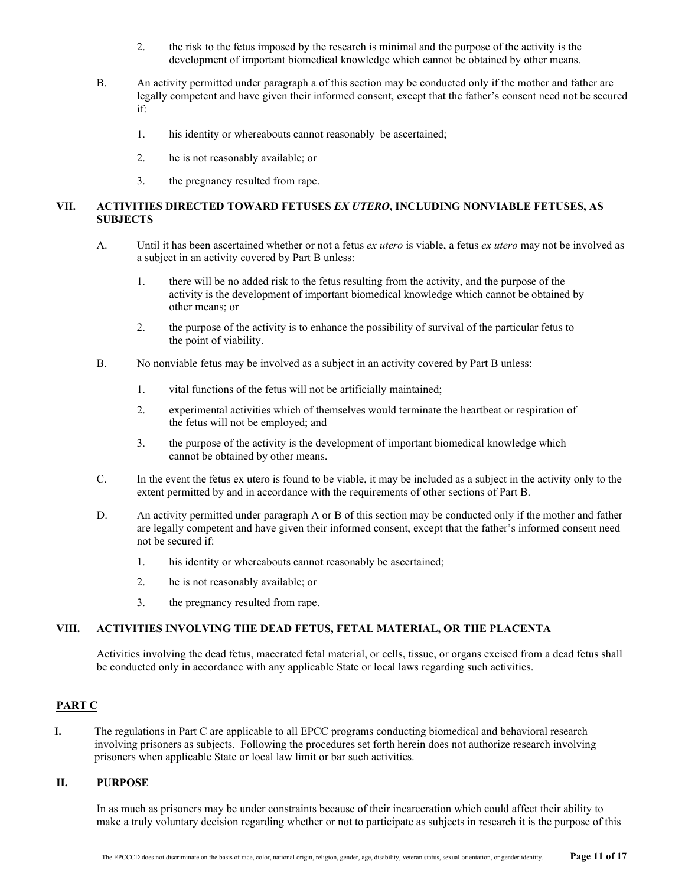2. the risk to the fetus imposed by the research is minimal and the purpose of the activity is the development of important biomedical knowledge which cannot be obtained by other means.

B. An activity permitted under paragraph a of this section may be conducted only if the mother and father are legally competent and have given their informed consent, except that the father's consent need not be secured if:

1. his identity or whereabouts cannot reasonably be ascertained;

2. he is not reasonably available; or

3. the pregnancy resulted from rape.

### VII. ACTIVITIES DIRECTED TOWARD FETUSES *EX UTERO*, INCLUDING NONVIABLE FETUSES, AS SUBJECTS

A. Until it has been ascertained whether or not a fetus *ex utero* is viable, a fetus *ex utero* may not be involved as a subject in an activity covered by Part B unless:

1. there will be no added risk to the fetus resulting from the activity, and the purpose of the activity is the development of important biomedical knowledge which cannot be obtained by other means; or

2. the purpose of the activity is to enhance the possibility of survival of the particular fetus to the point of viability.

B. No nonviable fetus may be involved as a subject in an activity covered by Part B unless:

1. vital functions of the fetus will not be artificially maintained;

2. experimental activities which of themselves would terminate the heartbeat or respiration of the fetus will not be employed; and

3. the purpose of the activity is the development of important biomedical knowledge which cannot be obtained by other means.

C. In the event the fetus ex utero is found to be viable, it may be included as a subject in the activity only to the extent permitted by and in accordance with the requirements of other sections of Part B.

D. An activity permitted under paragraph A or B of this section may be conducted only if the mother and father are legally competent and have given their informed consent, except that the father's informed consent need not be secured if:

1. his identity or whereabouts cannot reasonably be ascertained;

2. he is not reasonably available; or

3. the pregnancy resulted from rape.

### VIII. ACTIVITIES INVOLVING THE DEAD FETUS, FETAL MATERIAL, OR THE PLACENTA

Activities involving the dead fetus, macerated fetal material, or cells, tissue, or organs excised from a dead fetus shall be conducted only in accordance with any applicable State or local laws regarding such activities.

## PART C

**I.** The regulations in Part C are applicable to all EPCC programs conducting biomedical and behavioral research involving prisoners as subjects. Following the procedures set forth herein does not authorize research involving prisoners when applicable State or local law limit or bar such activities.

### II. PURPOSE

In as much as prisoners may be under constraints because of their incarceration which could affect their ability to make a truly voluntary decision regarding whether or not to participate as subjects in research it is the purpose of this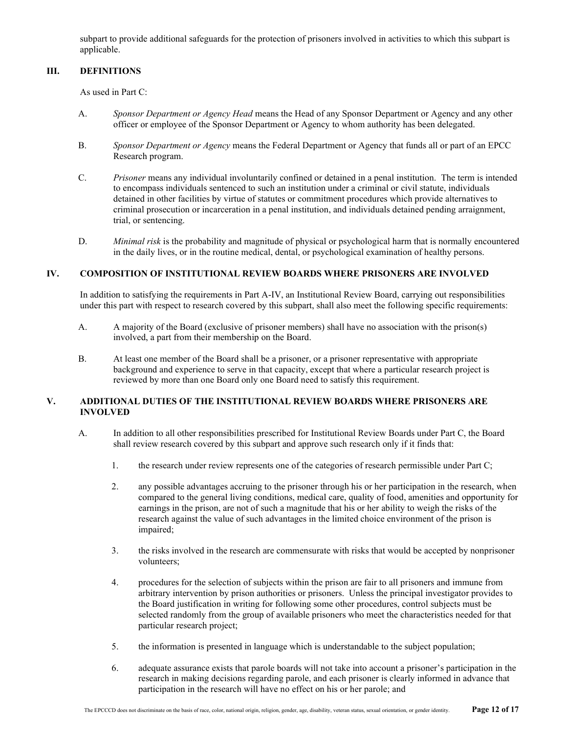subpart to provide additional safeguards for the protection of prisoners involved in activities to which this subpart is applicable.

## III. DEFINITIONS

As used in Part C:

A. *Sponsor Department or Agency Head* means the Head of any Sponsor Department or Agency and any other officer or employee of the Sponsor Department or Agency to whom authority has been delegated.

B. *Sponsor Department or Agency* means the Federal Department or Agency that funds all or part of an EPCC Research program.

C. *Prisoner* means any individual involuntarily confined or detained in a penal institution. The term is intended to encompass individuals sentenced to such an institution under a criminal or civil statute, individuals detained in other facilities by virtue of statutes or commitment procedures which provide alternatives to criminal prosecution or incarceration in a penal institution, and individuals detained pending arraignment, trial, or sentencing.

D. *Minimal risk* is the probability and magnitude of physical or psychological harm that is normally encountered in the daily lives, or in the routine medical, dental, or psychological examination of healthy persons.

## IV. COMPOSITION OF INSTITUTIONAL REVIEW BOARDS WHERE PRISONERS ARE INVOLVED

In addition to satisfying the requirements in Part A-IV, an Institutional Review Board, carrying out responsibilities under this part with respect to research covered by this subpart, shall also meet the following specific requirements:

A. A majority of the Board (exclusive of prisoner members) shall have no association with the prison(s) involved, a part from their membership on the Board.

B. At least one member of the Board shall be a prisoner, or a prisoner representative with appropriate background and experience to serve in that capacity, except that where a particular research project is reviewed by more than one Board only one Board need to satisfy this requirement.

## V. ADDITIONAL DUTIES OF THE INSTITUTIONAL REVIEW BOARDS WHERE PRISONERS ARE INVOLVED

A. In addition to all other responsibilities prescribed for Institutional Review Boards under Part C, the Board shall review research covered by this subpart and approve such research only if it finds that:

1. the research under review represents one of the categories of research permissible under Part C;

2. any possible advantages accruing to the prisoner through his or her participation in the research, when compared to the general living conditions, medical care, quality of food, amenities and opportunity for earnings in the prison, are not of such a magnitude that his or her ability to weigh the risks of the research against the value of such advantages in the limited choice environment of the prison is impaired;

3. the risks involved in the research are commensurate with risks that would be accepted by nonprisoner volunteers;

4. procedures for the selection of subjects within the prison are fair to all prisoners and immune from arbitrary intervention by prison authorities or prisoners. Unless the principal investigator provides to the Board justification in writing for following some other procedures, control subjects must be selected randomly from the group of available prisoners who meet the characteristics needed for that particular research project;

5. the information is presented in language which is understandable to the subject population;

6. adequate assurance exists that parole boards will not take into account a prisoner's participation in the research in making decisions regarding parole, and each prisoner is clearly informed in advance that participation in the research will have no effect on his or her parole; and

The EPCCCD does not discriminate on the basis of race, color, national origin, religion, gender, age, disability, veteran status, sexual orientation, or gender identity.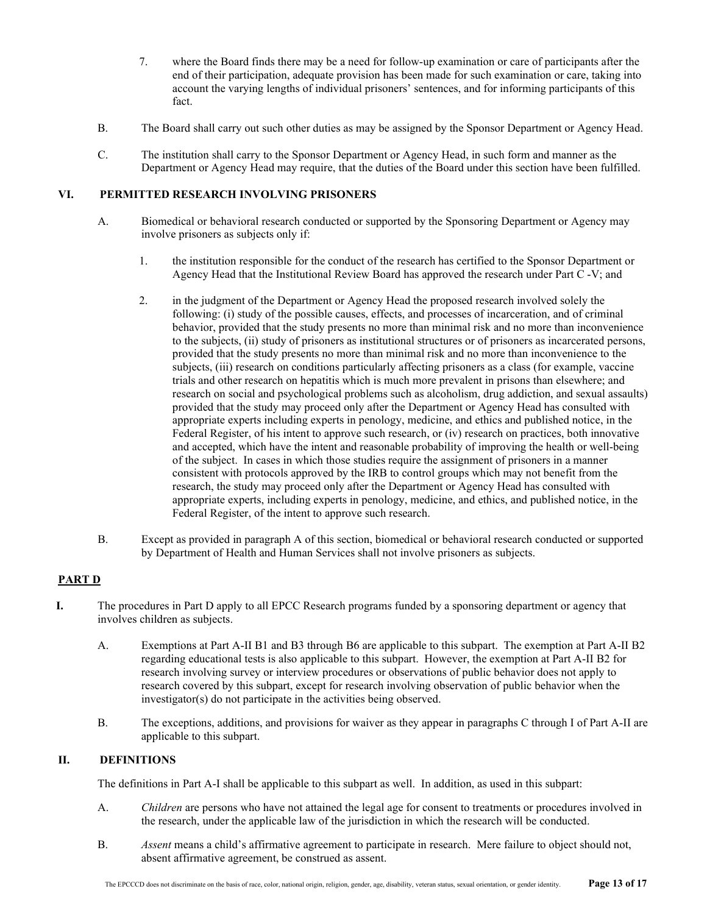7. where the Board finds there may be a need for follow-up examination or care of participants after the end of their participation, adequate provision has been made for such examination or care, taking into account the varying lengths of individual prisoners' sentences, and for informing participants of this fact.

B. The Board shall carry out such other duties as may be assigned by the Sponsor Department or Agency Head.

C. The institution shall carry to the Sponsor Department or Agency Head, in such form and manner as the Department or Agency Head may require, that the duties of the Board under this section have been fulfilled.

## VI. PERMITTED RESEARCH INVOLVING PRISONERS

A. Biomedical or behavioral research conducted or supported by the Sponsoring Department or Agency may involve prisoners as subjects only if:

1. the institution responsible for the conduct of the research has certified to the Sponsor Department or Agency Head that the Institutional Review Board has approved the research under Part C -V; and

2. in the judgment of the Department or Agency Head the proposed research involved solely the following: (i) study of the possible causes, effects, and processes of incarceration, and of criminal behavior, provided that the study presents no more than minimal risk and no more than inconvenience to the subjects, (ii) study of prisoners as institutional structures or of prisoners as incarcerated persons, provided that the study presents no more than minimal risk and no more than inconvenience to the subjects, (iii) research on conditions particularly affecting prisoners as a class (for example, vaccine trials and other research on hepatitis which is much more prevalent in prisons than elsewhere; and research on social and psychological problems such as alcoholism, drug addiction, and sexual assaults) provided that the study may proceed only after the Department or Agency Head has consulted with appropriate experts including experts in penology, medicine, and ethics and published notice, in the Federal Register, of his intent to approve such research, or (iv) research on practices, both innovative and accepted, which have the intent and reasonable probability of improving the health or well-being of the subject. In cases in which those studies require the assignment of prisoners in a manner consistent with protocols approved by the IRB to control groups which may not benefit from the research, the study may proceed only after the Department or Agency Head has consulted with appropriate experts, including experts in penology, medicine, and ethics, and published notice, in the Federal Register, of the intent to approve such research.

B. Except as provided in paragraph A of this section, biomedical or behavioral research conducted or supported by Department of Health and Human Services shall not involve prisoners as subjects.

## PART D

**I.** The procedures in Part D apply to all EPCC Research programs funded by a sponsoring department or agency that involves children as subjects.

A. Exemptions at Part A-II B1 and B3 through B6 are applicable to this subpart. The exemption at Part A-II B2 regarding educational tests is also applicable to this subpart. However, the exemption at Part A-II B2 for research involving survey or interview procedures or observations of public behavior does not apply to research covered by this subpart, except for research involving observation of public behavior when the investigator(s) do not participate in the activities being observed.

B. The exceptions, additions, and provisions for waiver as they appear in paragraphs C through I of Part A-II are applicable to this subpart.

## II. DEFINITIONS

The definitions in Part A-I shall be applicable to this subpart as well. In addition, as used in this subpart:

A. *Children* are persons who have not attained the legal age for consent to treatments or procedures involved in the research, under the applicable law of the jurisdiction in which the research will be conducted.

B. *Assent* means a child's affirmative agreement to participate in research. Mere failure to object should not, absent affirmative agreement, be construed as assent.

The EPCCCD does not discriminate on the basis of race, color, national origin, religion, gender, age, disability, veteran status, sexual orientation, or gender identity.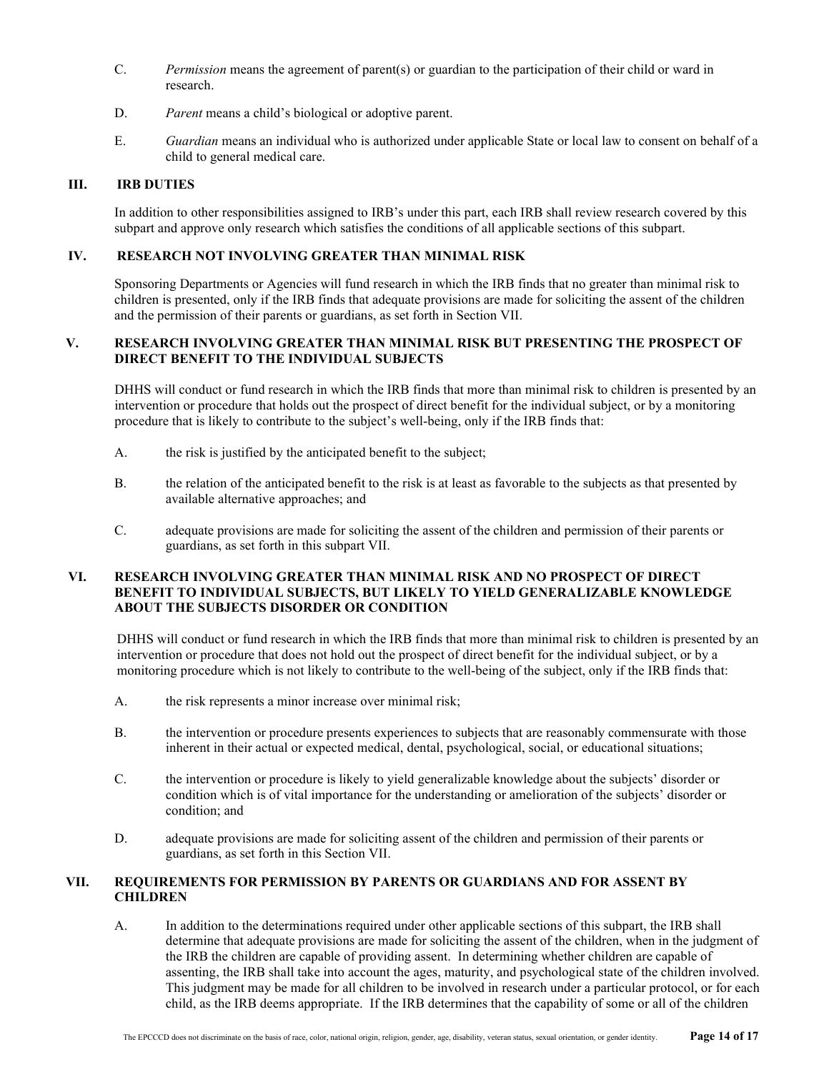C. *Permission* means the agreement of parent(s) or guardian to the participation of their child or ward in research.

D. *Parent* means a child's biological or adoptive parent.

E. *Guardian* means an individual who is authorized under applicable State or local law to consent on behalf of a child to general medical care.

## III. IRB DUTIES

In addition to other responsibilities assigned to IRB's under this part, each IRB shall review research covered by this subpart and approve only research which satisfies the conditions of all applicable sections of this subpart.

## IV. RESEARCH NOT INVOLVING GREATER THAN MINIMAL RISK

Sponsoring Departments or Agencies will fund research in which the IRB finds that no greater than minimal risk to children is presented, only if the IRB finds that adequate provisions are made for soliciting the assent of the children and the permission of their parents or guardians, as set forth in Section VII.

## V. RESEARCH INVOLVING GREATER THAN MINIMAL RISK BUT PRESENTING THE PROSPECT OF DIRECT BENEFIT TO THE INDIVIDUAL SUBJECTS

DHHS will conduct or fund research in which the IRB finds that more than minimal risk to children is presented by an intervention or procedure that holds out the prospect of direct benefit for the individual subject, or by a monitoring procedure that is likely to contribute to the subject's well-being, only if the IRB finds that:

A. the risk is justified by the anticipated benefit to the subject;

B. the relation of the anticipated benefit to the risk is at least as favorable to the subjects as that presented by available alternative approaches; and

C. adequate provisions are made for soliciting the assent of the children and permission of their parents or guardians, as set forth in this subpart VII.

## VI. RESEARCH INVOLVING GREATER THAN MINIMAL RISK AND NO PROSPECT OF DIRECT BENEFIT TO INDIVIDUAL SUBJECTS, BUT LIKELY TO YIELD GENERALIZABLE KNOWLEDGE ABOUT THE SUBJECTS DISORDER OR CONDITION

DHHS will conduct or fund research in which the IRB finds that more than minimal risk to children is presented by an intervention or procedure that does not hold out the prospect of direct benefit for the individual subject, or by a monitoring procedure which is not likely to contribute to the well-being of the subject, only if the IRB finds that:

A. the risk represents a minor increase over minimal risk;

B. the intervention or procedure presents experiences to subjects that are reasonably commensurate with those inherent in their actual or expected medical, dental, psychological, social, or educational situations;

C. the intervention or procedure is likely to yield generalizable knowledge about the subjects' disorder or condition which is of vital importance for the understanding or amelioration of the subjects' disorder or condition; and

D. adequate provisions are made for soliciting assent of the children and permission of their parents or guardians, as set forth in this Section VII.

## VII. REQUIREMENTS FOR PERMISSION BY PARENTS OR GUARDIANS AND FOR ASSENT BY CHILDREN

A. In addition to the determinations required under other applicable sections of this subpart, the IRB shall determine that adequate provisions are made for soliciting the assent of the children, when in the judgment of the IRB the children are capable of providing assent. In determining whether children are capable of assenting, the IRB shall take into account the ages, maturity, and psychological state of the children involved. This judgment may be made for all children to be involved in research under a particular protocol, or for each child, as the IRB deems appropriate. If the IRB determines that the capability of some or all of the children

The EPCCCD does not discriminate on the basis of race, color, national origin, religion, gender, age, disability, veteran status, sexual orientation, or gender identity.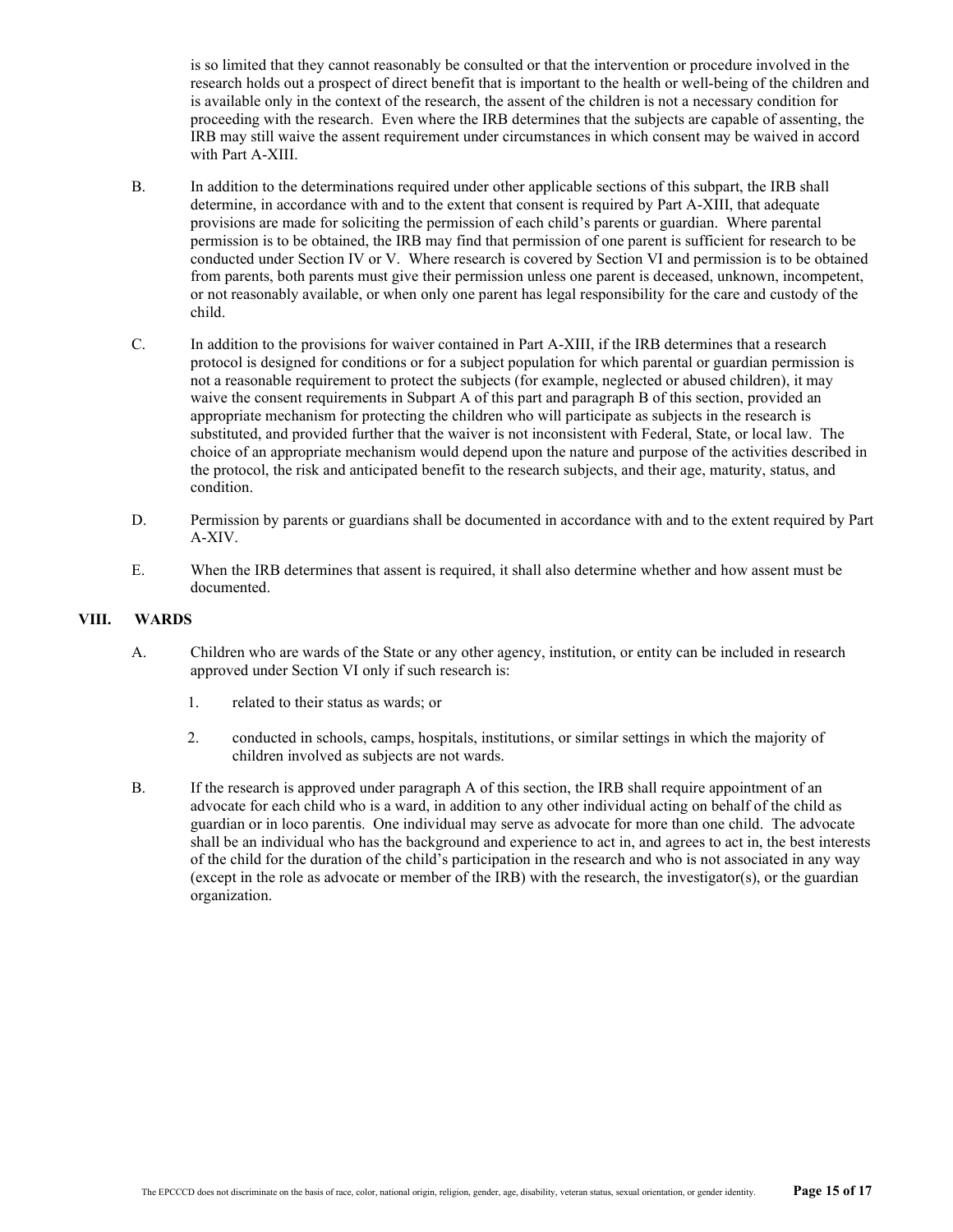is so limited that they cannot reasonably be consulted or that the intervention or procedure involved in the research holds out a prospect of direct benefit that is important to the health or well-being of the children and is available only in the context of the research, the assent of the children is not a necessary condition for proceeding with the research. Even where the IRB determines that the subjects are capable of assenting, the IRB may still waive the assent requirement under circumstances in which consent may be waived in accord with Part A-XIII.

B. In addition to the determinations required under other applicable sections of this subpart, the IRB shall determine, in accordance with and to the extent that consent is required by Part A-XIII, that adequate provisions are made for soliciting the permission of each child's parents or guardian. Where parental permission is to be obtained, the IRB may find that permission of one parent is sufficient for research to be conducted under Section IV or V. Where research is covered by Section VI and permission is to be obtained from parents, both parents must give their permission unless one parent is deceased, unknown, incompetent, or not reasonably available, or when only one parent has legal responsibility for the care and custody of the child.

C. In addition to the provisions for waiver contained in Part A-XIII, if the IRB determines that a research protocol is designed for conditions or for a subject population for which parental or guardian permission is not a reasonable requirement to protect the subjects (for example, neglected or abused children), it may waive the consent requirements in Subpart A of this part and paragraph B of this section, provided an appropriate mechanism for protecting the children who will participate as subjects in the research is substituted, and provided further that the waiver is not inconsistent with Federal, State, or local law. The choice of an appropriate mechanism would depend upon the nature and purpose of the activities described in the protocol, the risk and anticipated benefit to the research subjects, and their age, maturity, status, and condition.

D. Permission by parents or guardians shall be documented in accordance with and to the extent required by Part A-XIV.

E. When the IRB determines that assent is required, it shall also determine whether and how assent must be documented.

## VIII. WARDS

A. Children who are wards of the State or any other agency, institution, or entity can be included in research approved under Section VI only if such research is:

1. related to their status as wards; or

2. conducted in schools, camps, hospitals, institutions, or similar settings in which the majority of children involved as subjects are not wards.

B. If the research is approved under paragraph A of this section, the IRB shall require appointment of an advocate for each child who is a ward, in addition to any other individual acting on behalf of the child as guardian or in loco parentis. One individual may serve as advocate for more than one child. The advocate shall be an individual who has the background and experience to act in, and agrees to act in, the best interests of the child for the duration of the child's participation in the research and who is not associated in any way (except in the role as advocate or member of the IRB) with the research, the investigator(s), or the guardian organization.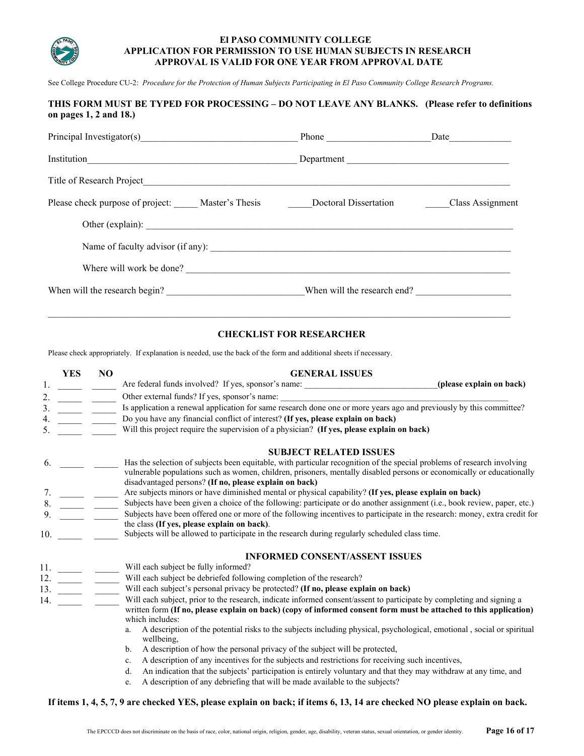# El PASO COMMUNITY COLLEGE
## APPLICATION FOR PERMISSION TO USE HUMAN SUBJECTS IN RESEARCH
## APPROVAL IS VALID FOR ONE YEAR FROM APPROVAL DATE

See College Procedure CU-2: *Procedure for the Protection of Human Subjects Participating in El Paso Community College Research Programs.*

**THIS FORM MUST BE TYPED FOR PROCESSING – DO NOT LEAVE ANY BLANKS. (Please refer to definitions on pages 1, 2 and 18.)**

Principal Investigator(s)________________________________ Phone _____________________ Date_____________

Institution____________________________________________ Department _________________________________

Title of Research Project______________________________________________________________________________

Please check purpose of project: _____ Master's Thesis _____Doctoral Dissertation _____Class Assignment

Other (explain): ______________________________________________________________________________

Name of faculty advisor (if any): _______________________________________________________________

Where will work be done? _____________________________________________________________________

When will the research begin? ____________________________ When will the research end? ____________________

---

### CHECKLIST FOR RESEARCHER

Please check appropriately. If explanation is needed, use the back of the form and additional sheets if necessary.

| | YES | NO | GENERAL ISSUES |
|---|---|---|---|
| 1. | _____ | _____ | Are federal funds involved? If yes, sponsor's name: ______________________________ **(please explain on back)** |
| 2. | _____ | _____ | Other external funds? If yes, sponsor's name: ______________________________ |
| 3. | _____ | _____ | Is application a renewal application for same research done one or more years ago and previously by this committee? |
| 4. | _____ | _____ | Do you have any financial conflict of interest? **(If yes, please explain on back)** |
| 5. | _____ | _____ | Will this project require the supervision of a physician? **(If yes, please explain on back)** |

| | YES | NO | SUBJECT RELATED ISSUES |
|---|---|---|---|
| 6. | _____ | _____ | Has the selection of subjects been equitable, with particular recognition of the special problems of research involving vulnerable populations such as women, children, prisoners, mentally disabled persons or economically or educationally disadvantaged persons? **(If no, please explain on back)** |
| 7. | _____ | _____ | Are subjects minors or have diminished mental or physical capability? **(If yes, please explain on back)** |
| 8. | _____ | _____ | Subjects have been given a choice of the following: participate or do another assignment (i.e., book review, paper, etc.) |
| 9. | _____ | _____ | Subjects have been offered one or more of the following incentives to participate in the research: money, extra credit for the class **(If yes, please explain on back)**. |
| 10. | _____ | _____ | Subjects will be allowed to participate in the research during regularly scheduled class time. |

| | YES | NO | INFORMED CONSENT/ASSENT ISSUES |
|---|---|---|---|
| 11. | _____ | _____ | Will each subject be fully informed? |
| 12. | _____ | _____ | Will each subject be debriefed following completion of the research? |
| 13. | _____ | _____ | Will each subject's personal privacy be protected? **(If no, please explain on back)** |
| 14. | _____ | _____ | Will each subject, prior to the research, indicate informed consent/assent to participate by completing and signing a written form **(If no, please explain on back) (copy of informed consent form must be attached to this application)** which includes: |

a. A description of the potential risks to the subjects including physical, psychological, emotional , social or spiritual wellbeing,
b. A description of how the personal privacy of the subject will be protected,
c. A description of any incentives for the subjects and restrictions for receiving such incentives,
d. An indication that the subjects' participation is entirely voluntary and that they may withdraw at any time, and
e. A description of any debriefing that will be made available to the subjects?

**If items 1, 4, 5, 7, 9 are checked YES, please explain on back; if items 6, 13, 14 are checked NO please explain on back.**

The EPCCCD does not discriminate on the basis of race, color, national origin, religion, gender, age, disability, veteran status, sexual orientation, or gender identity.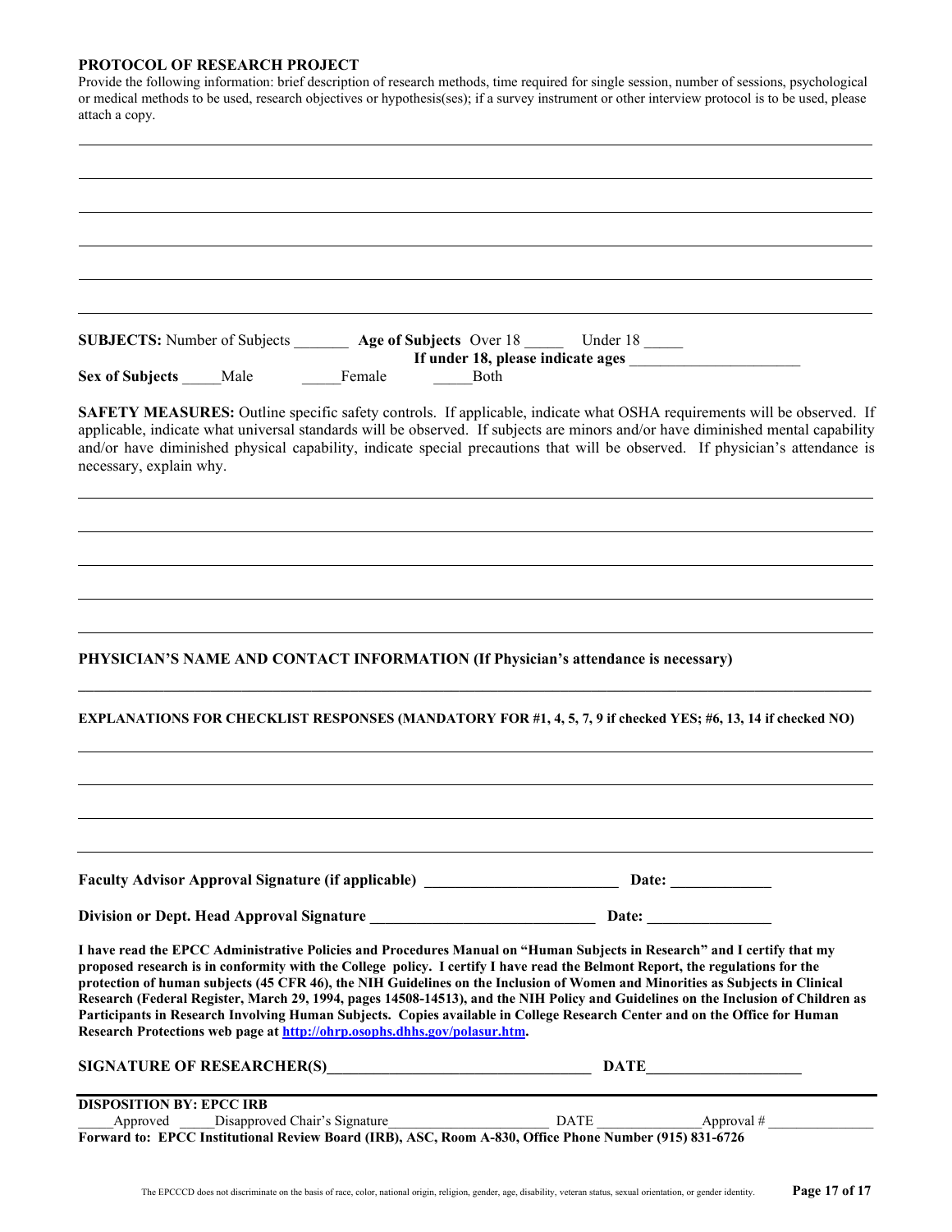**PROTOCOL OF RESEARCH PROJECT**

Provide the following information: brief description of research methods, time required for single session, number of sessions, psychological or medical methods to be used, research objectives or hypothesis(ses); if a survey instrument or other interview protocol is to be used, please attach a copy.

______________________________________________________________________________

______________________________________________________________________________

______________________________________________________________________________

______________________________________________________________________________

______________________________________________________________________________

______________________________________________________________________________

**SUBJECTS:** Number of Subjects _______ **Age of Subjects** Over 18 _____ Under 18 _____

**If under 18, please indicate ages** ______________________

**Sex of Subjects** _____Male _____Female _____Both

**SAFETY MEASURES:** Outline specific safety controls. If applicable, indicate what OSHA requirements will be observed. If applicable, indicate what universal standards will be observed. If subjects are minors and/or have diminished mental capability and/or have diminished physical capability, indicate special precautions that will be observed. If physician's attendance is necessary, explain why.

______________________________________________________________________________

______________________________________________________________________________

______________________________________________________________________________

______________________________________________________________________________

______________________________________________________________________________

**PHYSICIAN'S NAME AND CONTACT INFORMATION (If Physician's attendance is necessary)**

______________________________________________________________________________

**EXPLANATIONS FOR CHECKLIST RESPONSES (MANDATORY FOR #1, 4, 5, 7, 9 if checked YES; #6, 13, 14 if checked NO)**

______________________________________________________________________________

______________________________________________________________________________

______________________________________________________________________________

______________________________________________________________________________

**Faculty Advisor Approval Signature (if applicable)** _________________________ **Date:** _____________

**Division or Dept. Head Approval Signature** _____________________________ **Date:** ________________

**I have read the EPCC Administrative Policies and Procedures Manual on "Human Subjects in Research" and I certify that my proposed research is in conformity with the College policy. I certify I have read the Belmont Report, the regulations for the protection of human subjects (45 CFR 46), the NIH Guidelines on the Inclusion of Women and Minorities as Subjects in Clinical Research (Federal Register, March 29, 1994, pages 14508-14513), and the NIH Policy and Guidelines on the Inclusion of Children as Participants in Research Involving Human Subjects. Copies available in College Research Center and on the Office for Human Research Protections web page at http://ohrp.osophs.dhhs.gov/polasur.htm.**

**SIGNATURE OF RESEARCHER(S)**__________________________________ **DATE**____________________

**DISPOSITION BY: EPCC IRB**

_____Approved _____Disapproved Chair's Signature_______________________ DATE _______________ Approval # _______________

**Forward to: EPCC Institutional Review Board (IRB), ASC, Room A-830, Office Phone Number (915) 831-6726**

The EPCCCD does not discriminate on the basis of race, color, national origin, religion, gender, age, disability, veteran status, sexual orientation, or gender identity.